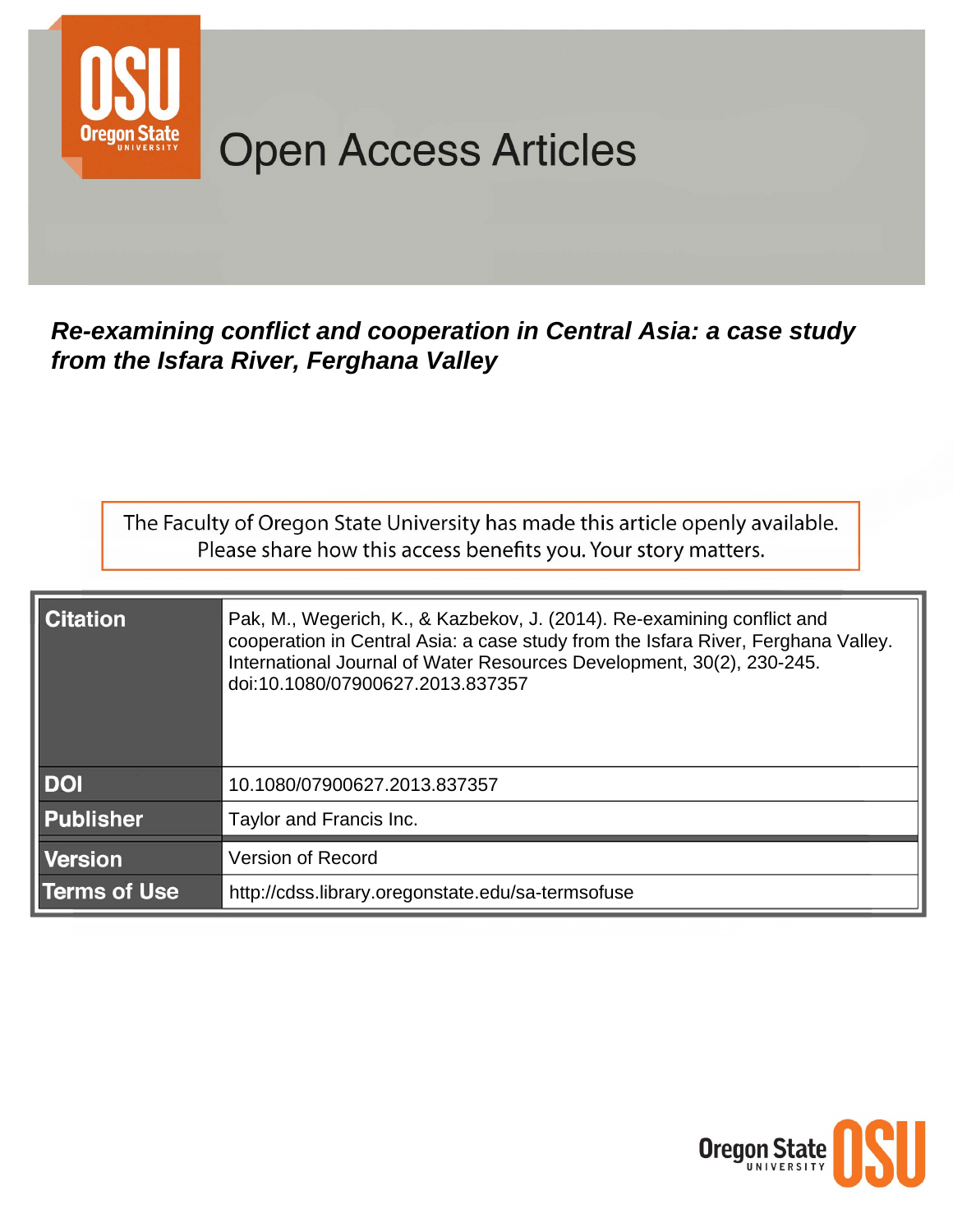Open Access Articles

***Re-examining conflict and cooperation in Central Asia: a case study from the Isfara River, Ferghana Valley***

The Faculty of Oregon State University has made this article openly available.
Please share how this access benefits you. Your story matters.

| | |
|---|---|
| **Citation** | Pak, M., Wegerich, K., & Kazbekov, J. (2014). Re-examining conflict and cooperation in Central Asia: a case study from the Isfara River, Ferghana Valley. International Journal of Water Resources Development, 30(2), 230-245. doi:10.1080/07900627.2013.837357 |
| **DOI** | 10.1080/07900627.2013.837357 |
| **Publisher** | Taylor and Francis Inc. |
| **Version** | Version of Record |
| **Terms of Use** | http://cdss.library.oregonstate.edu/sa-termsofuse |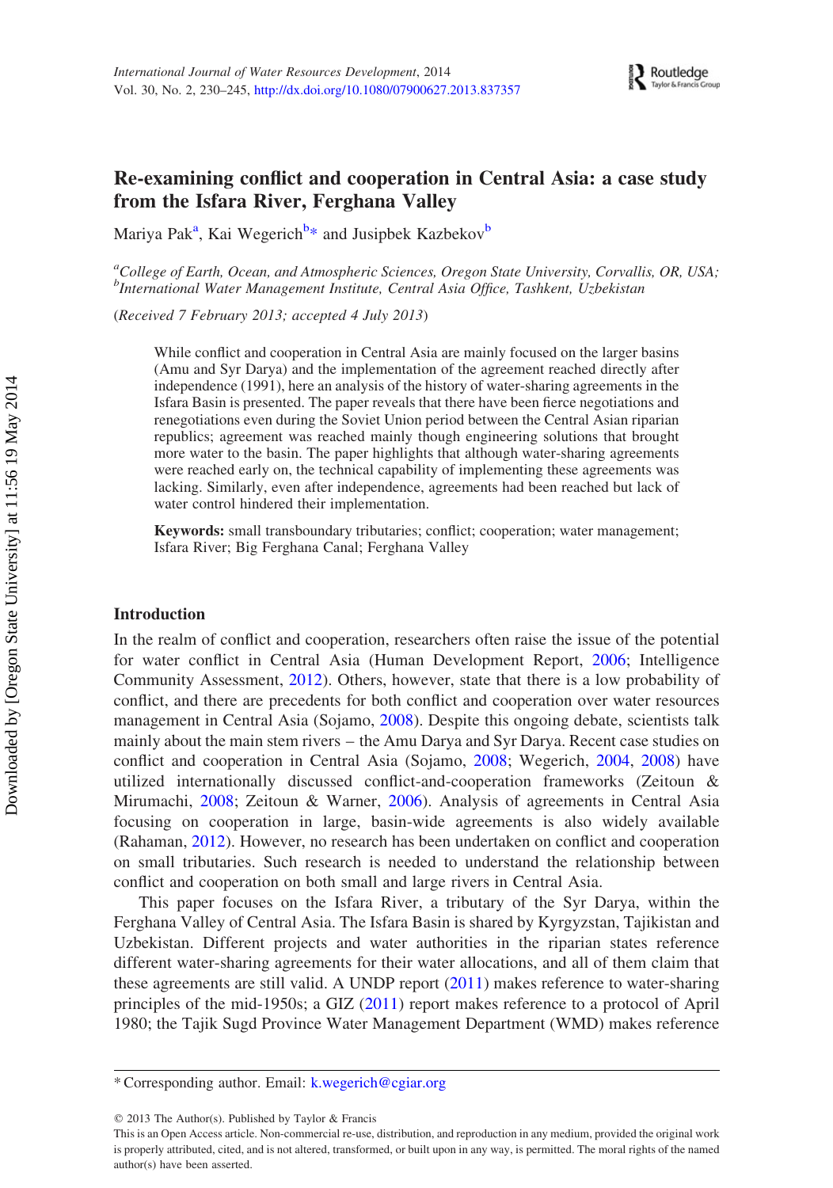# Re-examining conflict and cooperation in Central Asia: a case study from the Isfara River, Ferghana Valley

Mariya Pak[a], Kai Wegerich[b]* and Jusipbek Kazbekov[b]

[a]*College of Earth, Ocean, and Atmospheric Sciences, Oregon State University, Corvallis, OR, USA;* [b]*International Water Management Institute, Central Asia Office, Tashkent, Uzbekistan*

(*Received 7 February 2013; accepted 4 July 2013*)

While conflict and cooperation in Central Asia are mainly focused on the larger basins (Amu and Syr Darya) and the implementation of the agreement reached directly after independence (1991), here an analysis of the history of water-sharing agreements in the Isfara Basin is presented. The paper reveals that there have been fierce negotiations and renegotiations even during the Soviet Union period between the Central Asian riparian republics; agreement was reached mainly though engineering solutions that brought more water to the basin. The paper highlights that although water-sharing agreements were reached early on, the technical capability of implementing these agreements was lacking. Similarly, even after independence, agreements had been reached but lack of water control hindered their implementation.

**Keywords:** small transboundary tributaries; conflict; cooperation; water management; Isfara River; Big Ferghana Canal; Ferghana Valley

## Introduction

In the realm of conflict and cooperation, researchers often raise the issue of the potential for water conflict in Central Asia (Human Development Report, 2006; Intelligence Community Assessment, 2012). Others, however, state that there is a low probability of conflict, and there are precedents for both conflict and cooperation over water resources management in Central Asia (Sojamo, 2008). Despite this ongoing debate, scientists talk mainly about the main stem rivers – the Amu Darya and Syr Darya. Recent case studies on conflict and cooperation in Central Asia (Sojamo, 2008; Wegerich, 2004, 2008) have utilized internationally discussed conflict-and-cooperation frameworks (Zeitoun & Mirumachi, 2008; Zeitoun & Warner, 2006). Analysis of agreements in Central Asia focusing on cooperation in large, basin-wide agreements is also widely available (Rahaman, 2012). However, no research has been undertaken on conflict and cooperation on small tributaries. Such research is needed to understand the relationship between conflict and cooperation on both small and large rivers in Central Asia.

This paper focuses on the Isfara River, a tributary of the Syr Darya, within the Ferghana Valley of Central Asia. The Isfara Basin is shared by Kyrgyzstan, Tajikistan and Uzbekistan. Different projects and water authorities in the riparian states reference different water-sharing agreements for their water allocations, and all of them claim that these agreements are still valid. A UNDP report (2011) makes reference to water-sharing principles of the mid-1950s; a GIZ (2011) report makes reference to a protocol of April 1980; the Tajik Sugd Province Water Management Department (WMD) makes reference

*Corresponding author. Email: k.wegerich@cgiar.org

© 2013 The Author(s). Published by Taylor & Francis
This is an Open Access article. Non-commercial re-use, distribution, and reproduction in any medium, provided the original work is properly attributed, cited, and is not altered, transformed, or built upon in any way, is permitted. The moral rights of the named author(s) have been asserted.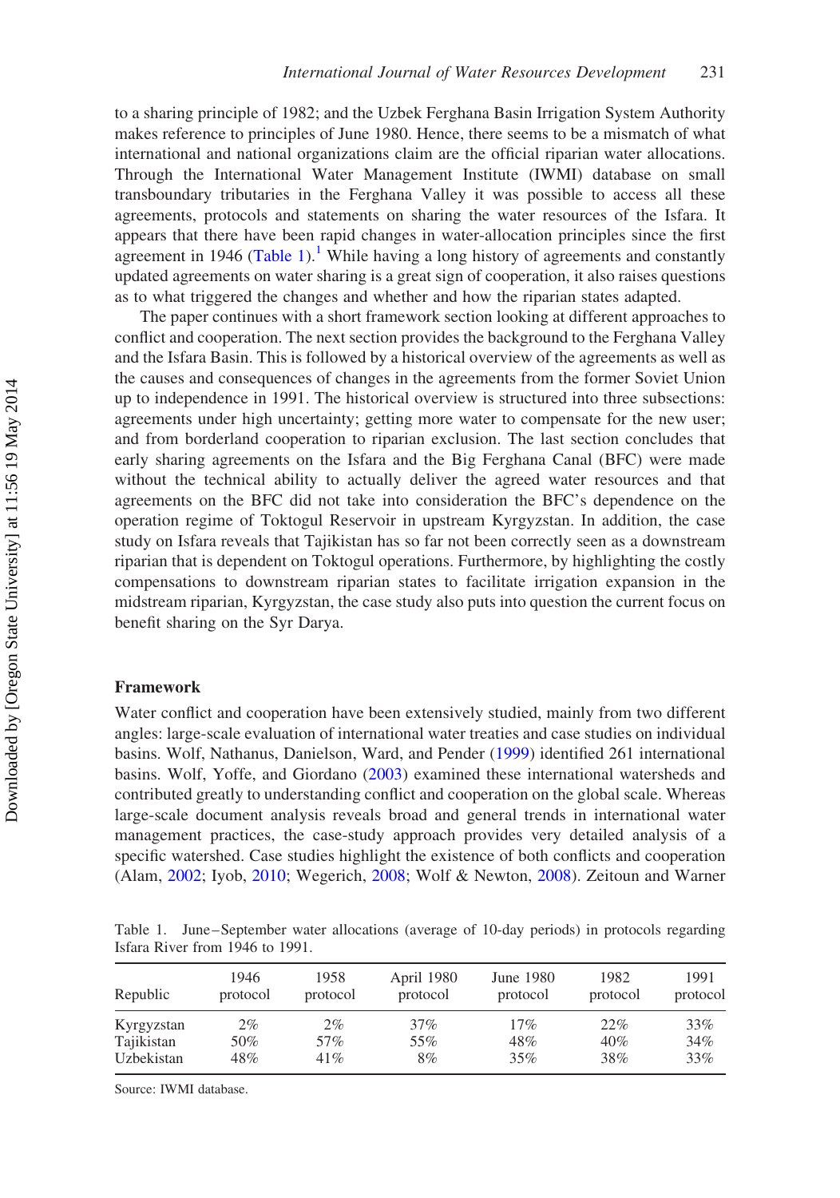to a sharing principle of 1982; and the Uzbek Ferghana Basin Irrigation System Authority makes reference to principles of June 1980. Hence, there seems to be a mismatch of what international and national organizations claim are the official riparian water allocations. Through the International Water Management Institute (IWMI) database on small transboundary tributaries in the Ferghana Valley it was possible to access all these agreements, protocols and statements on sharing the water resources of the Isfara. It appears that there have been rapid changes in water-allocation principles since the first agreement in 1946 (Table 1).[1] While having a long history of agreements and constantly updated agreements on water sharing is a great sign of cooperation, it also raises questions as to what triggered the changes and whether and how the riparian states adapted.

The paper continues with a short framework section looking at different approaches to conflict and cooperation. The next section provides the background to the Ferghana Valley and the Isfara Basin. This is followed by a historical overview of the agreements as well as the causes and consequences of changes in the agreements from the former Soviet Union up to independence in 1991. The historical overview is structured into three subsections: agreements under high uncertainty; getting more water to compensate for the new user; and from borderland cooperation to riparian exclusion. The last section concludes that early sharing agreements on the Isfara and the Big Ferghana Canal (BFC) were made without the technical ability to actually deliver the agreed water resources and that agreements on the BFC did not take into consideration the BFC's dependence on the operation regime of Toktogul Reservoir in upstream Kyrgyzstan. In addition, the case study on Isfara reveals that Tajikistan has so far not been correctly seen as a downstream riparian that is dependent on Toktogul operations. Furthermore, by highlighting the costly compensations to downstream riparian states to facilitate irrigation expansion in the midstream riparian, Kyrgyzstan, the case study also puts into question the current focus on benefit sharing on the Syr Darya.

## Framework

Water conflict and cooperation have been extensively studied, mainly from two different angles: large-scale evaluation of international water treaties and case studies on individual basins. Wolf, Nathanus, Danielson, Ward, and Pender (1999) identified 261 international basins. Wolf, Yoffe, and Giordano (2003) examined these international watersheds and contributed greatly to understanding conflict and cooperation on the global scale. Whereas large-scale document analysis reveals broad and general trends in international water management practices, the case-study approach provides very detailed analysis of a specific watershed. Case studies highlight the existence of both conflicts and cooperation (Alam, 2002; Iyob, 2010; Wegerich, 2008; Wolf & Newton, 2008). Zeitoun and Warner

Table 1. June–September water allocations (average of 10-day periods) in protocols regarding Isfara River from 1946 to 1991.

| Republic | 1946 protocol | 1958 protocol | April 1980 protocol | June 1980 protocol | 1982 protocol | 1991 protocol |
|---|---|---|---|---|---|---|
| Kyrgyzstan | 2% | 2% | 37% | 17% | 22% | 33% |
| Tajikistan | 50% | 57% | 55% | 48% | 40% | 34% |
| Uzbekistan | 48% | 41% | 8% | 35% | 38% | 33% |

Source: IWMI database.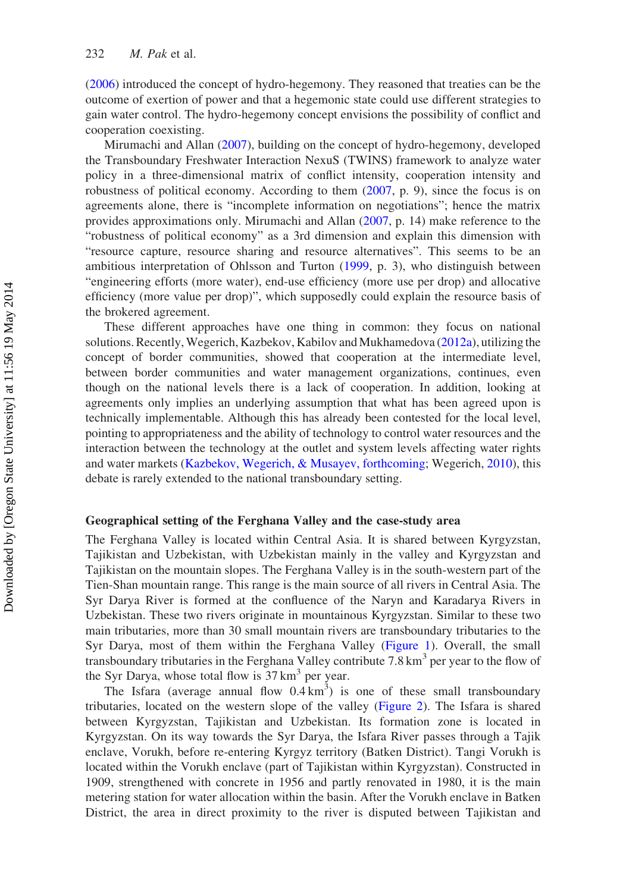(2006) introduced the concept of hydro-hegemony. They reasoned that treaties can be the outcome of exertion of power and that a hegemonic state could use different strategies to gain water control. The hydro-hegemony concept envisions the possibility of conflict and cooperation coexisting.

Mirumachi and Allan (2007), building on the concept of hydro-hegemony, developed the Transboundary Freshwater Interaction NexuS (TWINS) framework to analyze water policy in a three-dimensional matrix of conflict intensity, cooperation intensity and robustness of political economy. According to them (2007, p. 9), since the focus is on agreements alone, there is "incomplete information on negotiations"; hence the matrix provides approximations only. Mirumachi and Allan (2007, p. 14) make reference to the "robustness of political economy" as a 3rd dimension and explain this dimension with "resource capture, resource sharing and resource alternatives". This seems to be an ambitious interpretation of Ohlsson and Turton (1999, p. 3), who distinguish between "engineering efforts (more water), end-use efficiency (more use per drop) and allocative efficiency (more value per drop)", which supposedly could explain the resource basis of the brokered agreement.

These different approaches have one thing in common: they focus on national solutions. Recently, Wegerich, Kazbekov, Kabilov and Mukhamedova (2012a), utilizing the concept of border communities, showed that cooperation at the intermediate level, between border communities and water management organizations, continues, even though on the national levels there is a lack of cooperation. In addition, looking at agreements only implies an underlying assumption that what has been agreed upon is technically implementable. Although this has already been contested for the local level, pointing to appropriateness and the ability of technology to control water resources and the interaction between the technology at the outlet and system levels affecting water rights and water markets (Kazbekov, Wegerich, & Musayev, forthcoming; Wegerich, 2010), this debate is rarely extended to the national transboundary setting.

## Geographical setting of the Ferghana Valley and the case-study area

The Ferghana Valley is located within Central Asia. It is shared between Kyrgyzstan, Tajikistan and Uzbekistan, with Uzbekistan mainly in the valley and Kyrgyzstan and Tajikistan on the mountain slopes. The Ferghana Valley is in the south-western part of the Tien-Shan mountain range. This range is the main source of all rivers in Central Asia. The Syr Darya River is formed at the confluence of the Naryn and Karadarya Rivers in Uzbekistan. These two rivers originate in mountainous Kyrgyzstan. Similar to these two main tributaries, more than 30 small mountain rivers are transboundary tributaries to the Syr Darya, most of them within the Ferghana Valley (Figure 1). Overall, the small transboundary tributaries in the Ferghana Valley contribute 7.8 $km^3$ per year to the flow of the Syr Darya, whose total flow is 37 $km^3$ per year.

The Isfara (average annual flow 0.4 $km^3$) is one of these small transboundary tributaries, located on the western slope of the valley (Figure 2). The Isfara is shared between Kyrgyzstan, Tajikistan and Uzbekistan. Its formation zone is located in Kyrgyzstan. On its way towards the Syr Darya, the Isfara River passes through a Tajik enclave, Vorukh, before re-entering Kyrgyz territory (Batken District). Tangi Vorukh is located within the Vorukh enclave (part of Tajikistan within Kyrgyzstan). Constructed in 1909, strengthened with concrete in 1956 and partly renovated in 1980, it is the main metering station for water allocation within the basin. After the Vorukh enclave in Batken District, the area in direct proximity to the river is disputed between Tajikistan and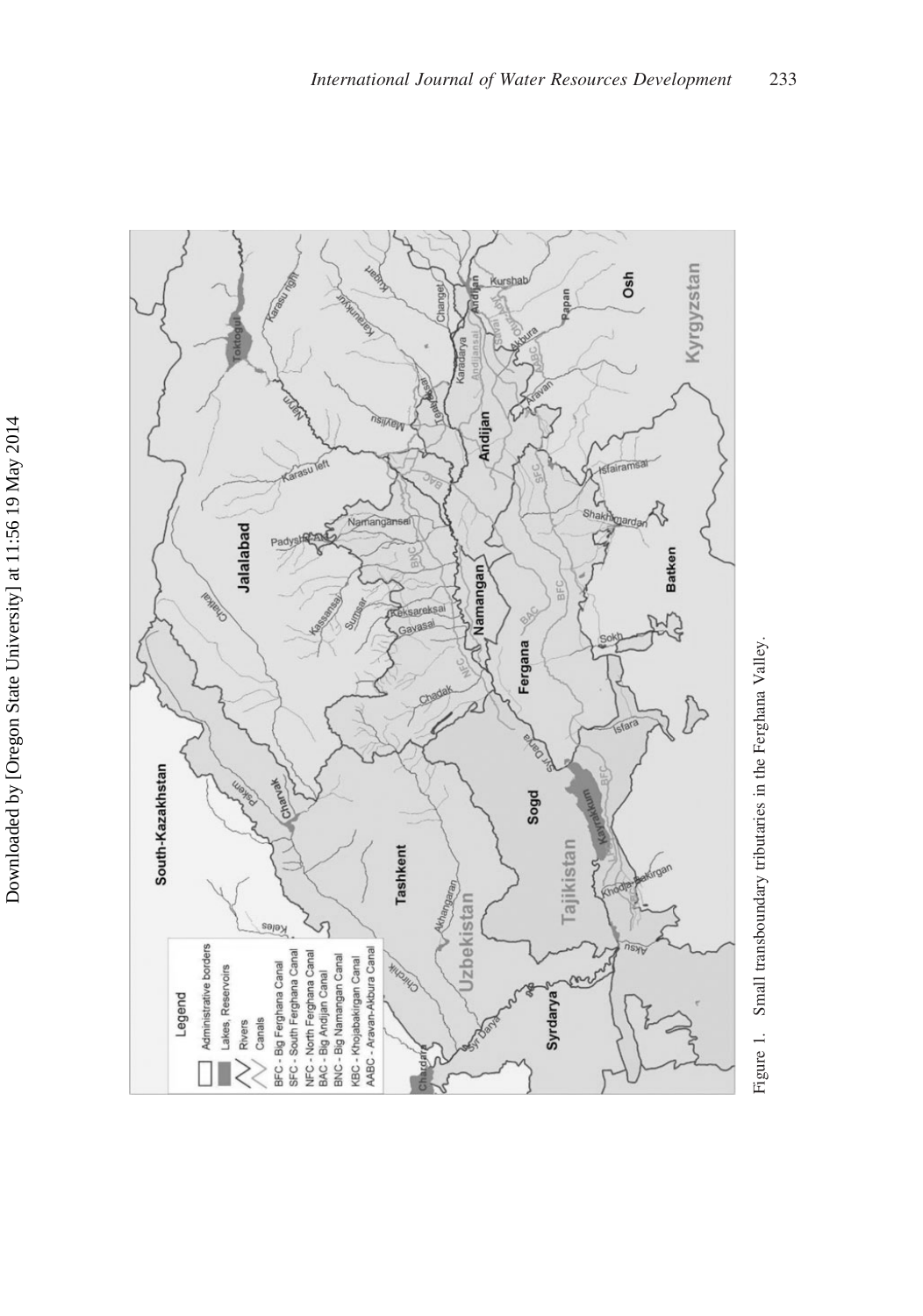Figure 1. Small transboundary tributaries in the Ferghana Valley.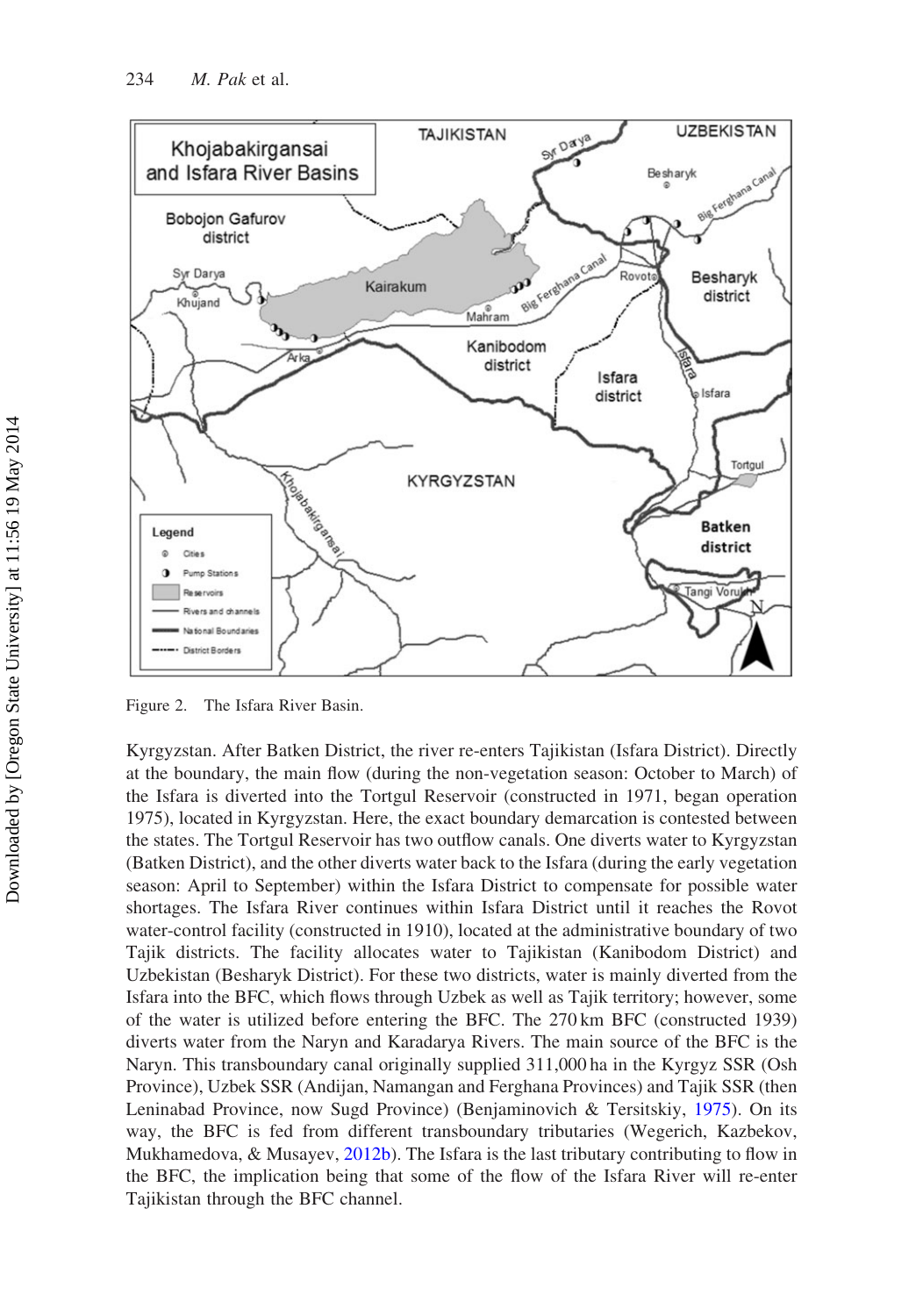Figure 2. The Isfara River Basin.

Kyrgyzstan. After Batken District, the river re-enters Tajikistan (Isfara District). Directly at the boundary, the main flow (during the non-vegetation season: October to March) of the Isfara is diverted into the Tortgul Reservoir (constructed in 1971, began operation 1975), located in Kyrgyzstan. Here, the exact boundary demarcation is contested between the states. The Tortgul Reservoir has two outflow canals. One diverts water to Kyrgyzstan (Batken District), and the other diverts water back to the Isfara (during the early vegetation season: April to September) within the Isfara District to compensate for possible water shortages. The Isfara River continues within Isfara District until it reaches the Rovot water-control facility (constructed in 1910), located at the administrative boundary of two Tajik districts. The facility allocates water to Tajikistan (Kanibodom District) and Uzbekistan (Besharyk District). For these two districts, water is mainly diverted from the Isfara into the BFC, which flows through Uzbek as well as Tajik territory; however, some of the water is utilized before entering the BFC. The 270 km BFC (constructed 1939) diverts water from the Naryn and Karadarya Rivers. The main source of the BFC is the Naryn. This transboundary canal originally supplied 311,000 ha in the Kyrgyz SSR (Osh Province), Uzbek SSR (Andijan, Namangan and Ferghana Provinces) and Tajik SSR (then Leninabad Province, now Sugd Province) (Benjaminovich & Tersitskiy, 1975). On its way, the BFC is fed from different transboundary tributaries (Wegerich, Kazbekov, Mukhamedova, & Musayev, 2012b). The Isfara is the last tributary contributing to flow in the BFC, the implication being that some of the flow of the Isfara River will re-enter Tajikistan through the BFC channel.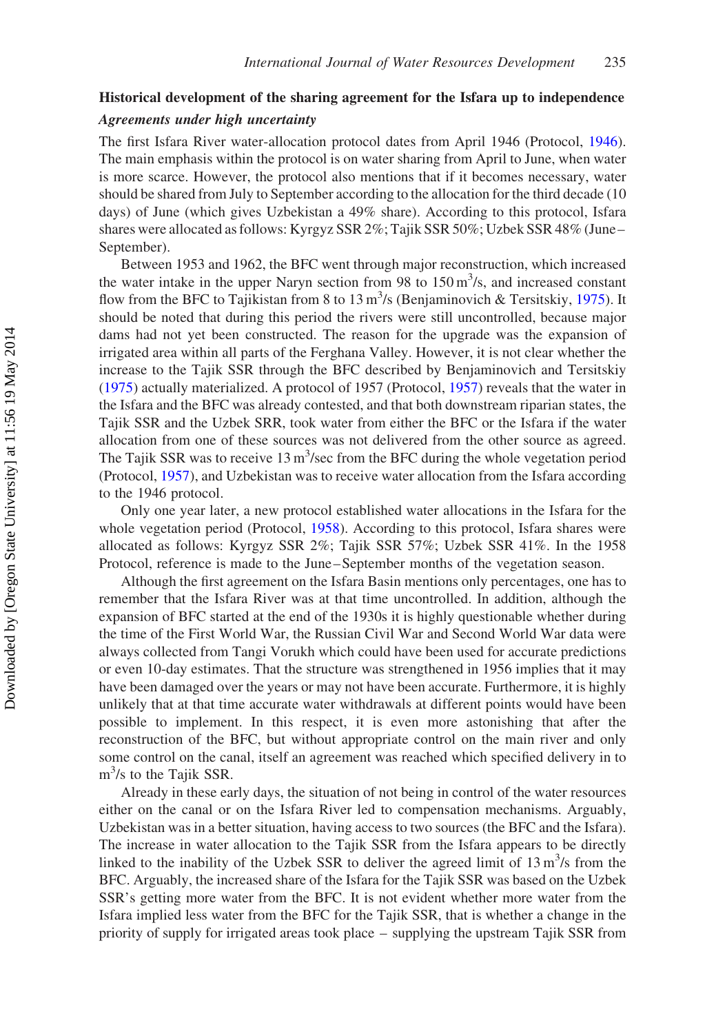## Historical development of the sharing agreement for the Isfara up to independence

### *Agreements under high uncertainty*

The first Isfara River water-allocation protocol dates from April 1946 (Protocol, 1946). The main emphasis within the protocol is on water sharing from April to June, when water is more scarce. However, the protocol also mentions that if it becomes necessary, water should be shared from July to September according to the allocation for the third decade (10 days) of June (which gives Uzbekistan a 49% share). According to this protocol, Isfara shares were allocated as follows: Kyrgyz SSR 2%; Tajik SSR 50%; Uzbek SSR 48% (June–September).

Between 1953 and 1962, the BFC went through major reconstruction, which increased the water intake in the upper Naryn section from 98 to 150 $m^3$/s, and increased constant flow from the BFC to Tajikistan from 8 to 13 $m^3$/s (Benjaminovich & Tersitskiy, 1975). It should be noted that during this period the rivers were still uncontrolled, because major dams had not yet been constructed. The reason for the upgrade was the expansion of irrigated area within all parts of the Ferghana Valley. However, it is not clear whether the increase to the Tajik SSR through the BFC described by Benjaminovich and Tersitskiy (1975) actually materialized. A protocol of 1957 (Protocol, 1957) reveals that the water in the Isfara and the BFC was already contested, and that both downstream riparian states, the Tajik SSR and the Uzbek SRR, took water from either the BFC or the Isfara if the water allocation from one of these sources was not delivered from the other source as agreed. The Tajik SSR was to receive 13 $m^3$/sec from the BFC during the whole vegetation period (Protocol, 1957), and Uzbekistan was to receive water allocation from the Isfara according to the 1946 protocol.

Only one year later, a new protocol established water allocations in the Isfara for the whole vegetation period (Protocol, 1958). According to this protocol, Isfara shares were allocated as follows: Kyrgyz SSR 2%; Tajik SSR 57%; Uzbek SSR 41%. In the 1958 Protocol, reference is made to the June–September months of the vegetation season.

Although the first agreement on the Isfara Basin mentions only percentages, one has to remember that the Isfara River was at that time uncontrolled. In addition, although the expansion of BFC started at the end of the 1930s it is highly questionable whether during the time of the First World War, the Russian Civil War and Second World War data were always collected from Tangi Vorukh which could have been used for accurate predictions or even 10-day estimates. That the structure was strengthened in 1956 implies that it may have been damaged over the years or may not have been accurate. Furthermore, it is highly unlikely that at that time accurate water withdrawals at different points would have been possible to implement. In this respect, it is even more astonishing that after the reconstruction of the BFC, but without appropriate control on the main river and only some control on the canal, itself an agreement was reached which specified delivery in to $m^3$/s to the Tajik SSR.

Already in these early days, the situation of not being in control of the water resources either on the canal or on the Isfara River led to compensation mechanisms. Arguably, Uzbekistan was in a better situation, having access to two sources (the BFC and the Isfara). The increase in water allocation to the Tajik SSR from the Isfara appears to be directly linked to the inability of the Uzbek SSR to deliver the agreed limit of 13 $m^3$/s from the BFC. Arguably, the increased share of the Isfara for the Tajik SSR was based on the Uzbek SSR's getting more water from the BFC. It is not evident whether more water from the Isfara implied less water from the BFC for the Tajik SSR, that is whether a change in the priority of supply for irrigated areas took place – supplying the upstream Tajik SSR from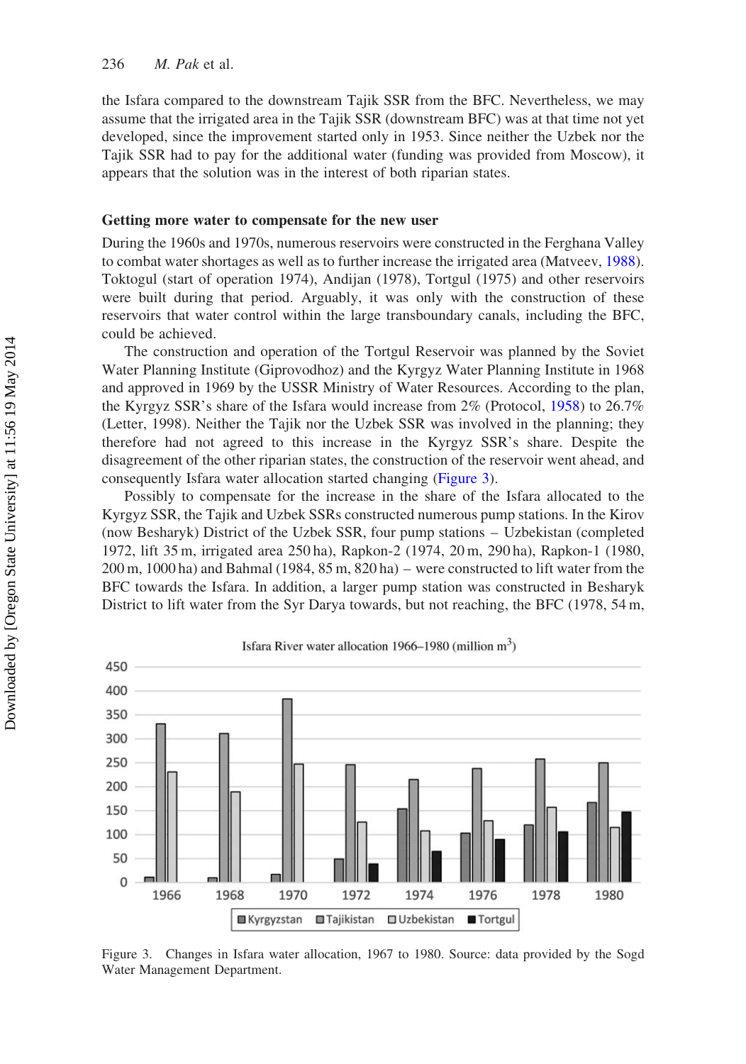the Isfara compared to the downstream Tajik SSR from the BFC. Nevertheless, we may assume that the irrigated area in the Tajik SSR (downstream BFC) was at that time not yet developed, since the improvement started only in 1953. Since neither the Uzbek nor the Tajik SSR had to pay for the additional water (funding was provided from Moscow), it appears that the solution was in the interest of both riparian states.

### Getting more water to compensate for the new user

During the 1960s and 1970s, numerous reservoirs were constructed in the Ferghana Valley to combat water shortages as well as to further increase the irrigated area (Matveev, 1988). Toktogul (start of operation 1974), Andijan (1978), Tortgul (1975) and other reservoirs were built during that period. Arguably, it was only with the construction of these reservoirs that water control within the large transboundary canals, including the BFC, could be achieved.

The construction and operation of the Tortgul Reservoir was planned by the Soviet Water Planning Institute (Giprovodhoz) and the Kyrgyz Water Planning Institute in 1968 and approved in 1969 by the USSR Ministry of Water Resources. According to the plan, the Kyrgyz SSR's share of the Isfara would increase from 2% (Protocol, 1958) to 26.7% (Letter, 1998). Neither the Tajik nor the Uzbek SSR was involved in the planning; they therefore had not agreed to this increase in the Kyrgyz SSR's share. Despite the disagreement of the other riparian states, the construction of the reservoir went ahead, and consequently Isfara water allocation started changing (Figure 3).

Possibly to compensate for the increase in the share of the Isfara allocated to the Kyrgyz SSR, the Tajik and Uzbek SSRs constructed numerous pump stations. In the Kirov (now Besharyk) District of the Uzbek SSR, four pump stations – Uzbekistan (completed 1972, lift 35 m, irrigated area 250 ha), Rapkon-2 (1974, 20 m, 290 ha), Rapkon-1 (1980, 200 m, 1000 ha) and Bahmal (1984, 85 m, 820 ha) – were constructed to lift water from the BFC towards the Isfara. In addition, a larger pump station was constructed in Besharyk District to lift water from the Syr Darya towards, but not reaching, the BFC (1978, 54 m,

Isfara River water allocation 1966–1980 (million m³)

| Year | Kyrgyzstan | Tajikistan | Uzbekistan | Tortgul |
|---|---|---|---|---|
| 1966 | 10 | 332 | 231 | |
| 1968 | 9 | 311 | 189 | |
| 1970 | 16 | 383 | 247 | |
| 1972 | 48 | 246 | 126 | 38 |
| 1974 | 154 | 215 | 107 | 65 |
| 1976 | 103 | 238 | 129 | 90 |
| 1978 | 120 | 258 | 157 | 106 |
| 1980 | 167 | 250 | 115 | 147 |

Figure 3. Changes in Isfara water allocation, 1967 to 1980. Source: data provided by the Sogd Water Management Department.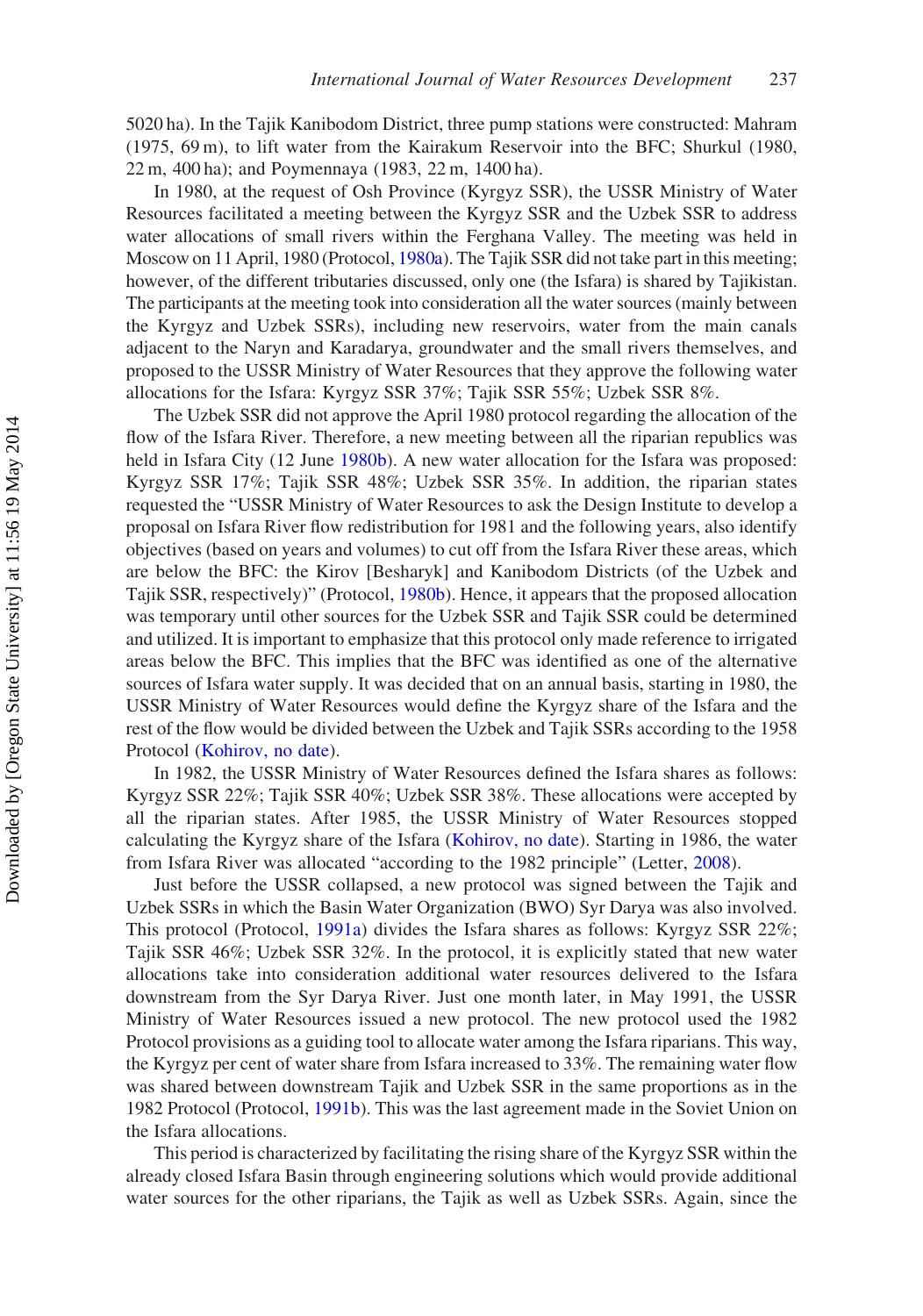5020 ha). In the Tajik Kanibodom District, three pump stations were constructed: Mahram (1975, 69 m), to lift water from the Kairakum Reservoir into the BFC; Shurkul (1980, 22 m, 400 ha); and Poymennaya (1983, 22 m, 1400 ha).

In 1980, at the request of Osh Province (Kyrgyz SSR), the USSR Ministry of Water Resources facilitated a meeting between the Kyrgyz SSR and the Uzbek SSR to address water allocations of small rivers within the Ferghana Valley. The meeting was held in Moscow on 11 April, 1980 (Protocol, 1980a). The Tajik SSR did not take part in this meeting; however, of the different tributaries discussed, only one (the Isfara) is shared by Tajikistan. The participants at the meeting took into consideration all the water sources (mainly between the Kyrgyz and Uzbek SSRs), including new reservoirs, water from the main canals adjacent to the Naryn and Karadarya, groundwater and the small rivers themselves, and proposed to the USSR Ministry of Water Resources that they approve the following water allocations for the Isfara: Kyrgyz SSR 37%; Tajik SSR 55%; Uzbek SSR 8%.

The Uzbek SSR did not approve the April 1980 protocol regarding the allocation of the flow of the Isfara River. Therefore, a new meeting between all the riparian republics was held in Isfara City (12 June 1980b). A new water allocation for the Isfara was proposed: Kyrgyz SSR 17%; Tajik SSR 48%; Uzbek SSR 35%. In addition, the riparian states requested the "USSR Ministry of Water Resources to ask the Design Institute to develop a proposal on Isfara River flow redistribution for 1981 and the following years, also identify objectives (based on years and volumes) to cut off from the Isfara River these areas, which are below the BFC: the Kirov [Besharyk] and Kanibodom Districts (of the Uzbek and Tajik SSR, respectively)" (Protocol, 1980b). Hence, it appears that the proposed allocation was temporary until other sources for the Uzbek SSR and Tajik SSR could be determined and utilized. It is important to emphasize that this protocol only made reference to irrigated areas below the BFC. This implies that the BFC was identified as one of the alternative sources of Isfara water supply. It was decided that on an annual basis, starting in 1980, the USSR Ministry of Water Resources would define the Kyrgyz share of the Isfara and the rest of the flow would be divided between the Uzbek and Tajik SSRs according to the 1958 Protocol (Kohirov, no date).

In 1982, the USSR Ministry of Water Resources defined the Isfara shares as follows: Kyrgyz SSR 22%; Tajik SSR 40%; Uzbek SSR 38%. These allocations were accepted by all the riparian states. After 1985, the USSR Ministry of Water Resources stopped calculating the Kyrgyz share of the Isfara (Kohirov, no date). Starting in 1986, the water from Isfara River was allocated "according to the 1982 principle" (Letter, 2008).

Just before the USSR collapsed, a new protocol was signed between the Tajik and Uzbek SSRs in which the Basin Water Organization (BWO) Syr Darya was also involved. This protocol (Protocol, 1991a) divides the Isfara shares as follows: Kyrgyz SSR 22%; Tajik SSR 46%; Uzbek SSR 32%. In the protocol, it is explicitly stated that new water allocations take into consideration additional water resources delivered to the Isfara downstream from the Syr Darya River. Just one month later, in May 1991, the USSR Ministry of Water Resources issued a new protocol. The new protocol used the 1982 Protocol provisions as a guiding tool to allocate water among the Isfara riparians. This way, the Kyrgyz per cent of water share from Isfara increased to 33%. The remaining water flow was shared between downstream Tajik and Uzbek SSR in the same proportions as in the 1982 Protocol (Protocol, 1991b). This was the last agreement made in the Soviet Union on the Isfara allocations.

This period is characterized by facilitating the rising share of the Kyrgyz SSR within the already closed Isfara Basin through engineering solutions which would provide additional water sources for the other riparians, the Tajik as well as Uzbek SSRs. Again, since the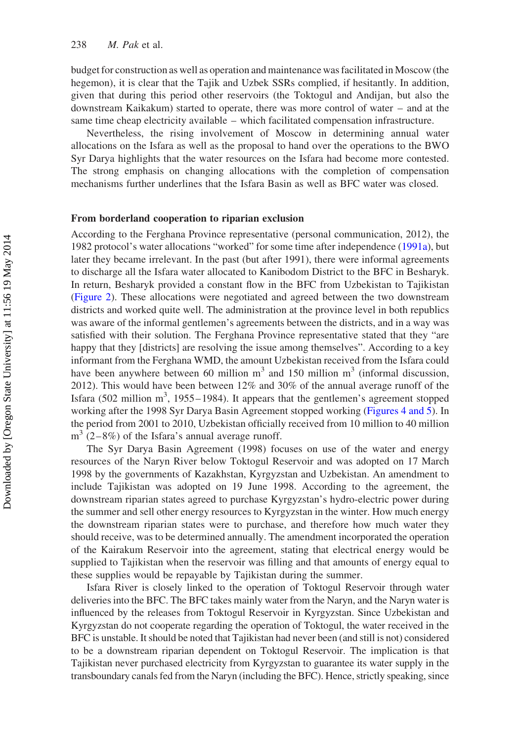budget for construction as well as operation and maintenance was facilitated in Moscow (the hegemon), it is clear that the Tajik and Uzbek SSRs complied, if hesitantly. In addition, given that during this period other reservoirs (the Toktogul and Andijan, but also the downstream Kaikakum) started to operate, there was more control of water – and at the same time cheap electricity available – which facilitated compensation infrastructure.

Nevertheless, the rising involvement of Moscow in determining annual water allocations on the Isfara as well as the proposal to hand over the operations to the BWO Syr Darya highlights that the water resources on the Isfara had become more contested. The strong emphasis on changing allocations with the completion of compensation mechanisms further underlines that the Isfara Basin as well as BFC water was closed.

### From borderland cooperation to riparian exclusion

According to the Ferghana Province representative (personal communication, 2012), the 1982 protocol's water allocations "worked" for some time after independence (1991a), but later they became irrelevant. In the past (but after 1991), there were informal agreements to discharge all the Isfara water allocated to Kanibodom District to the BFC in Besharyk. In return, Besharyk provided a constant flow in the BFC from Uzbekistan to Tajikistan (Figure 2). These allocations were negotiated and agreed between the two downstream districts and worked quite well. The administration at the province level in both republics was aware of the informal gentlemen's agreements between the districts, and in a way was satisfied with their solution. The Ferghana Province representative stated that they "are happy that they [districts] are resolving the issue among themselves". According to a key informant from the Ferghana WMD, the amount Uzbekistan received from the Isfara could have been anywhere between 60 million $m^3$ and 150 million $m^3$ (informal discussion, 2012). This would have been between 12% and 30% of the annual average runoff of the Isfara (502 million $m^3$, 1955–1984). It appears that the gentlemen's agreement stopped working after the 1998 Syr Darya Basin Agreement stopped working (Figures 4 and 5). In the period from 2001 to 2010, Uzbekistan officially received from 10 million to 40 million $m^3$ (2–8%) of the Isfara's annual average runoff.

The Syr Darya Basin Agreement (1998) focuses on use of the water and energy resources of the Naryn River below Toktogul Reservoir and was adopted on 17 March 1998 by the governments of Kazakhstan, Kyrgyzstan and Uzbekistan. An amendment to include Tajikistan was adopted on 19 June 1998. According to the agreement, the downstream riparian states agreed to purchase Kyrgyzstan's hydro-electric power during the summer and sell other energy resources to Kyrgyzstan in the winter. How much energy the downstream riparian states were to purchase, and therefore how much water they should receive, was to be determined annually. The amendment incorporated the operation of the Kairakum Reservoir into the agreement, stating that electrical energy would be supplied to Tajikistan when the reservoir was filling and that amounts of energy equal to these supplies would be repayable by Tajikistan during the summer.

Isfara River is closely linked to the operation of Toktogul Reservoir through water deliveries into the BFC. The BFC takes mainly water from the Naryn, and the Naryn water is influenced by the releases from Toktogul Reservoir in Kyrgyzstan. Since Uzbekistan and Kyrgyzstan do not cooperate regarding the operation of Toktogul, the water received in the BFC is unstable. It should be noted that Tajikistan had never been (and still is not) considered to be a downstream riparian dependent on Toktogul Reservoir. The implication is that Tajikistan never purchased electricity from Kyrgyzstan to guarantee its water supply in the transboundary canals fed from the Naryn (including the BFC). Hence, strictly speaking, since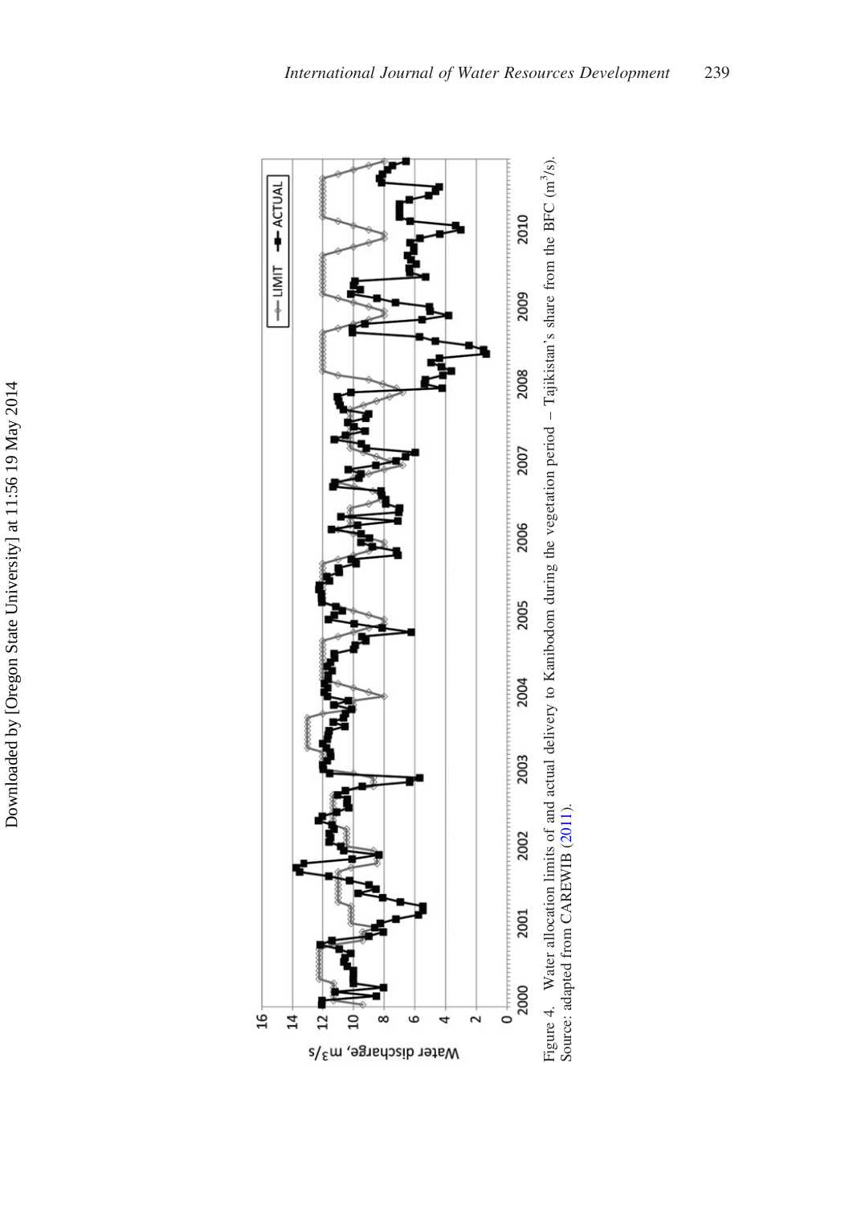Figure 4. Water allocation limits of and actual delivery to Kanibodom during the vegetation period – Tajikistan's share from the BFC ($m^3/s$).
Source: adapted from CAREWIB (2011).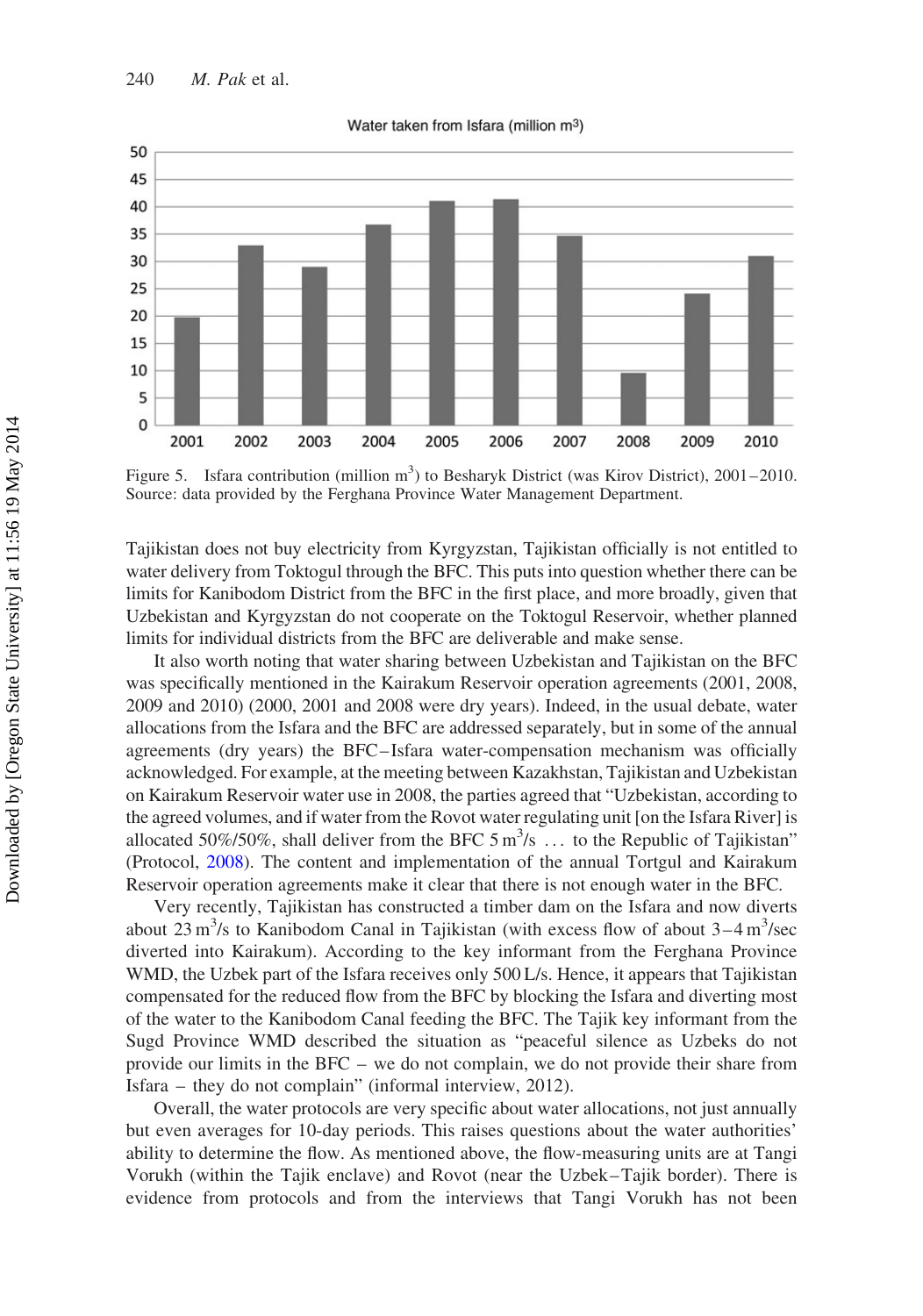Water taken from Isfara (million m3)

Figure 5. Isfara contribution (million m$^3$) to Besharyk District (was Kirov District), 2001–2010. Source: data provided by the Ferghana Province Water Management Department.

Tajikistan does not buy electricity from Kyrgyzstan, Tajikistan officially is not entitled to water delivery from Toktogul through the BFC. This puts into question whether there can be limits for Kanibodom District from the BFC in the first place, and more broadly, given that Uzbekistan and Kyrgyzstan do not cooperate on the Toktogul Reservoir, whether planned limits for individual districts from the BFC are deliverable and make sense.

It also worth noting that water sharing between Uzbekistan and Tajikistan on the BFC was specifically mentioned in the Kairakum Reservoir operation agreements (2001, 2008, 2009 and 2010) (2000, 2001 and 2008 were dry years). Indeed, in the usual debate, water allocations from the Isfara and the BFC are addressed separately, but in some of the annual agreements (dry years) the BFC–Isfara water-compensation mechanism was officially acknowledged. For example, at the meeting between Kazakhstan, Tajikistan and Uzbekistan on Kairakum Reservoir water use in 2008, the parties agreed that "Uzbekistan, according to the agreed volumes, and if water from the Rovot water regulating unit [on the Isfara River] is allocated 50%/50%, shall deliver from the BFC 5 m$^3$/s … to the Republic of Tajikistan" (Protocol, 2008). The content and implementation of the annual Tortgul and Kairakum Reservoir operation agreements make it clear that there is not enough water in the BFC.

Very recently, Tajikistan has constructed a timber dam on the Isfara and now diverts about 23 m$^3$/s to Kanibodom Canal in Tajikistan (with excess flow of about 3–4 m$^3$/sec diverted into Kairakum). According to the key informant from the Ferghana Province WMD, the Uzbek part of the Isfara receives only 500 L/s. Hence, it appears that Tajikistan compensated for the reduced flow from the BFC by blocking the Isfara and diverting most of the water to the Kanibodom Canal feeding the BFC. The Tajik key informant from the Sugd Province WMD described the situation as "peaceful silence as Uzbeks do not provide our limits in the BFC – we do not complain, we do not provide their share from Isfara – they do not complain" (informal interview, 2012).

Overall, the water protocols are very specific about water allocations, not just annually but even averages for 10-day periods. This raises questions about the water authorities' ability to determine the flow. As mentioned above, the flow-measuring units are at Tangi Vorukh (within the Tajik enclave) and Rovot (near the Uzbek–Tajik border). There is evidence from protocols and from the interviews that Tangi Vorukh has not been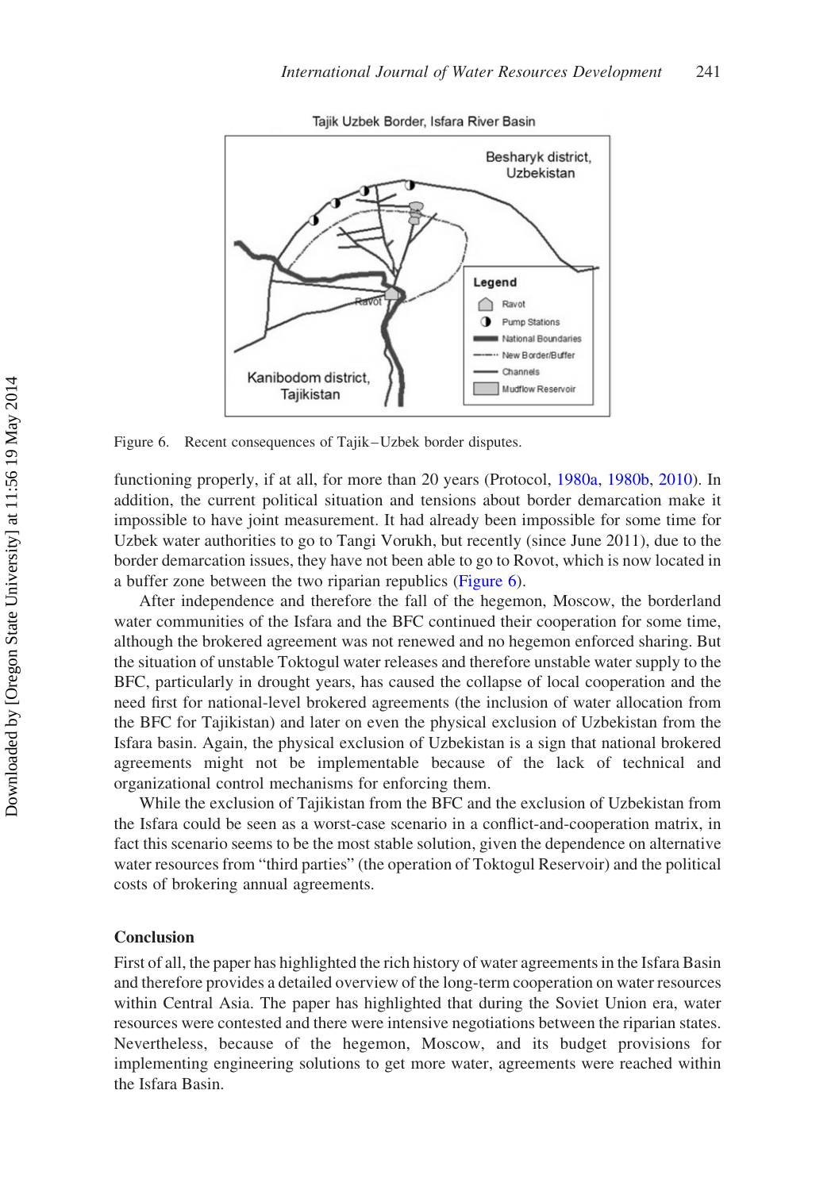Tajik Uzbek Border, Isfara River Basin

Besharyk district, Uzbekistan

Kanibodom district, Tajikistan

Ravot

Legend

Ravot

Pump Stations

National Boundaries

New Border/Buffer

Channels

Mudflow Reservoir

Figure 6. Recent consequences of Tajik–Uzbek border disputes.

functioning properly, if at all, for more than 20 years (Protocol, 1980a, 1980b, 2010). In addition, the current political situation and tensions about border demarcation make it impossible to have joint measurement. It had already been impossible for some time for Uzbek water authorities to go to Tangi Vorukh, but recently (since June 2011), due to the border demarcation issues, they have not been able to go to Rovot, which is now located in a buffer zone between the two riparian republics (Figure 6).

After independence and therefore the fall of the hegemon, Moscow, the borderland water communities of the Isfara and the BFC continued their cooperation for some time, although the brokered agreement was not renewed and no hegemon enforced sharing. But the situation of unstable Toktogul water releases and therefore unstable water supply to the BFC, particularly in drought years, has caused the collapse of local cooperation and the need first for national-level brokered agreements (the inclusion of water allocation from the BFC for Tajikistan) and later on even the physical exclusion of Uzbekistan from the Isfara basin. Again, the physical exclusion of Uzbekistan is a sign that national brokered agreements might not be implementable because of the lack of technical and organizational control mechanisms for enforcing them.

While the exclusion of Tajikistan from the BFC and the exclusion of Uzbekistan from the Isfara could be seen as a worst-case scenario in a conflict-and-cooperation matrix, in fact this scenario seems to be the most stable solution, given the dependence on alternative water resources from "third parties" (the operation of Toktogul Reservoir) and the political costs of brokering annual agreements.

## Conclusion

First of all, the paper has highlighted the rich history of water agreements in the Isfara Basin and therefore provides a detailed overview of the long-term cooperation on water resources within Central Asia. The paper has highlighted that during the Soviet Union era, water resources were contested and there were intensive negotiations between the riparian states. Nevertheless, because of the hegemon, Moscow, and its budget provisions for implementing engineering solutions to get more water, agreements were reached within the Isfara Basin.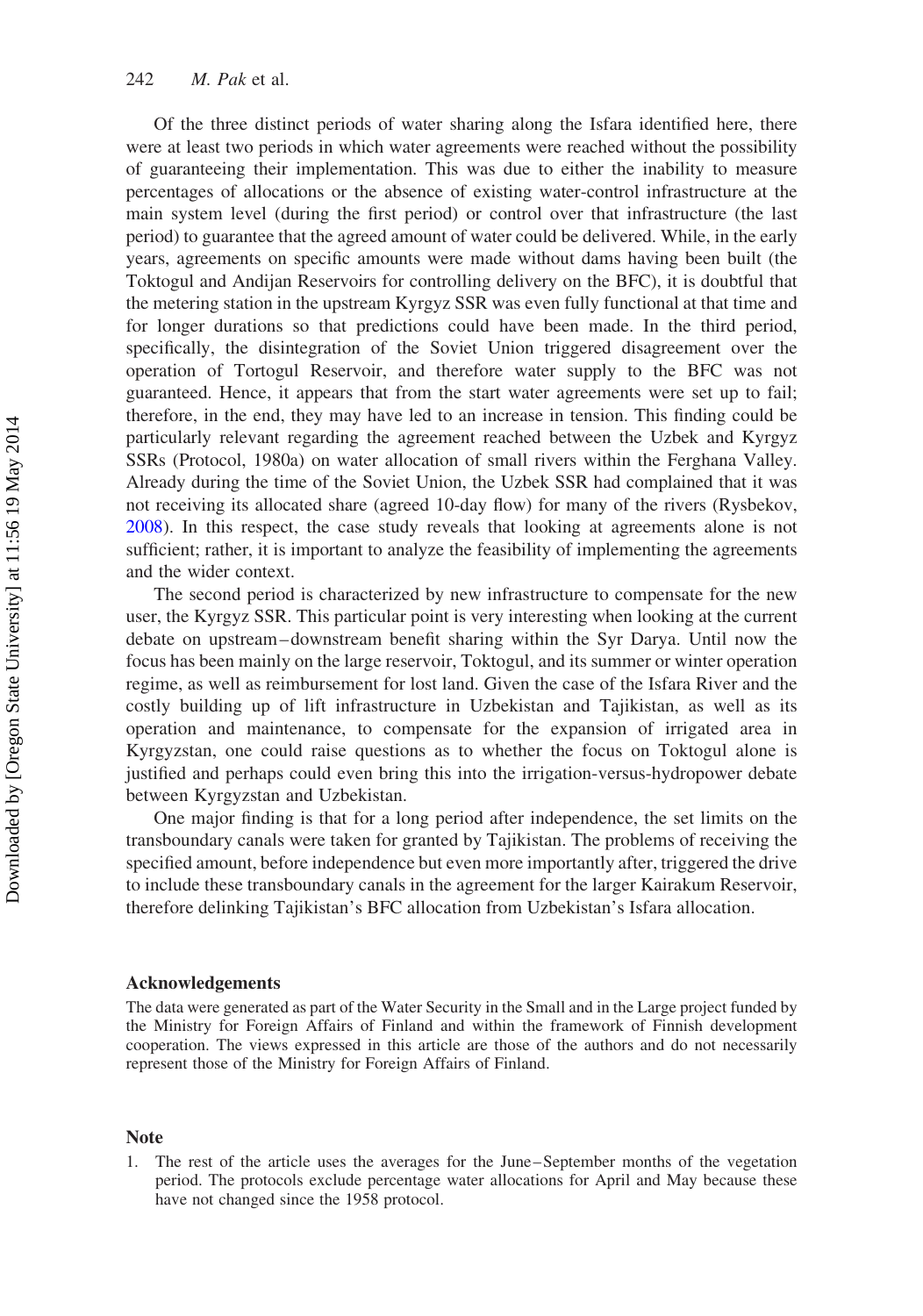Of the three distinct periods of water sharing along the Isfara identified here, there were at least two periods in which water agreements were reached without the possibility of guaranteeing their implementation. This was due to either the inability to measure percentages of allocations or the absence of existing water-control infrastructure at the main system level (during the first period) or control over that infrastructure (the last period) to guarantee that the agreed amount of water could be delivered. While, in the early years, agreements on specific amounts were made without dams having been built (the Toktogul and Andijan Reservoirs for controlling delivery on the BFC), it is doubtful that the metering station in the upstream Kyrgyz SSR was even fully functional at that time and for longer durations so that predictions could have been made. In the third period, specifically, the disintegration of the Soviet Union triggered disagreement over the operation of Tortogul Reservoir, and therefore water supply to the BFC was not guaranteed. Hence, it appears that from the start water agreements were set up to fail; therefore, in the end, they may have led to an increase in tension. This finding could be particularly relevant regarding the agreement reached between the Uzbek and Kyrgyz SSRs (Protocol, 1980a) on water allocation of small rivers within the Ferghana Valley. Already during the time of the Soviet Union, the Uzbek SSR had complained that it was not receiving its allocated share (agreed 10-day flow) for many of the rivers (Rysbekov, 2008). In this respect, the case study reveals that looking at agreements alone is not sufficient; rather, it is important to analyze the feasibility of implementing the agreements and the wider context.

The second period is characterized by new infrastructure to compensate for the new user, the Kyrgyz SSR. This particular point is very interesting when looking at the current debate on upstream–downstream benefit sharing within the Syr Darya. Until now the focus has been mainly on the large reservoir, Toktogul, and its summer or winter operation regime, as well as reimbursement for lost land. Given the case of the Isfara River and the costly building up of lift infrastructure in Uzbekistan and Tajikistan, as well as its operation and maintenance, to compensate for the expansion of irrigated area in Kyrgyzstan, one could raise questions as to whether the focus on Toktogul alone is justified and perhaps could even bring this into the irrigation-versus-hydropower debate between Kyrgyzstan and Uzbekistan.

One major finding is that for a long period after independence, the set limits on the transboundary canals were taken for granted by Tajikistan. The problems of receiving the specified amount, before independence but even more importantly after, triggered the drive to include these transboundary canals in the agreement for the larger Kairakum Reservoir, therefore delinking Tajikistan's BFC allocation from Uzbekistan's Isfara allocation.

## Acknowledgements

The data were generated as part of the Water Security in the Small and in the Large project funded by the Ministry for Foreign Affairs of Finland and within the framework of Finnish development cooperation. The views expressed in this article are those of the authors and do not necessarily represent those of the Ministry for Foreign Affairs of Finland.

## Note

1. The rest of the article uses the averages for the June–September months of the vegetation period. The protocols exclude percentage water allocations for April and May because these have not changed since the 1958 protocol.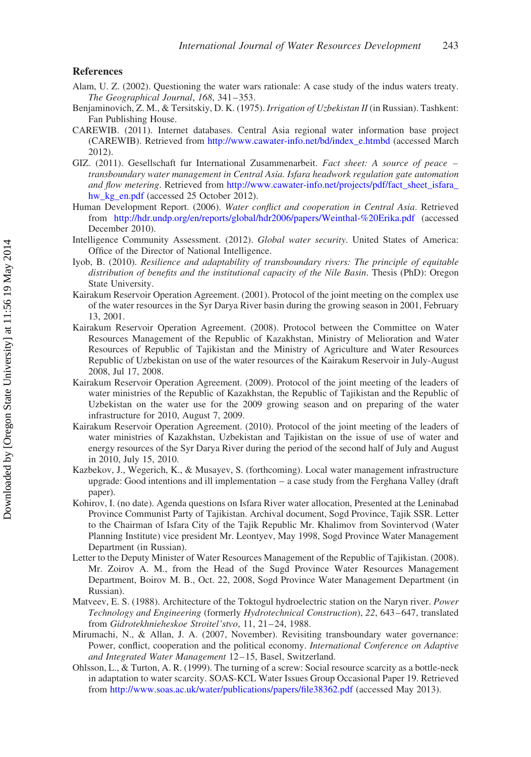## References

Alam, U. Z. (2002). Questioning the water wars rationale: A case study of the indus waters treaty. *The Geographical Journal*, *168*, 341–353.

Benjaminovich, Z. M., & Tersitskiy, D. K. (1975). *Irrigation of Uzbekistan II* (in Russian). Tashkent: Fan Publishing House.

CAREWIB. (2011). Internet databases. Central Asia regional water information base project (CAREWIB). Retrieved from http://www.cawater-info.net/bd/index_e.htmbd (accessed March 2012).

GIZ. (2011). Gesellschaft fur International Zusammenarbeit. *Fact sheet: A source of peace – transboundary water management in Central Asia. Isfara headwork regulation gate automation and flow metering*. Retrieved from http://www.cawater-info.net/projects/pdf/fact_sheet_isfara_hw_kg_en.pdf (accessed 25 October 2012).

Human Development Report. (2006). *Water conflict and cooperation in Central Asia*. Retrieved from http://hdr.undp.org/en/reports/global/hdr2006/papers/Weinthal-%20Erika.pdf (accessed December 2010).

Intelligence Community Assessment. (2012). *Global water security*. United States of America: Office of the Director of National Intelligence.

Iyob, B. (2010). *Resilience and adaptability of transboundary rivers: The principle of equitable distribution of benefits and the institutional capacity of the Nile Basin*. Thesis (PhD): Oregon State University.

Kairakum Reservoir Operation Agreement. (2001). Protocol of the joint meeting on the complex use of the water resources in the Syr Darya River basin during the growing season in 2001, February 13, 2001.

Kairakum Reservoir Operation Agreement. (2008). Protocol between the Committee on Water Resources Management of the Republic of Kazakhstan, Ministry of Melioration and Water Resources of Republic of Tajikistan and the Ministry of Agriculture and Water Resources Republic of Uzbekistan on use of the water resources of the Kairakum Reservoir in July-August 2008, Jul 17, 2008.

Kairakum Reservoir Operation Agreement. (2009). Protocol of the joint meeting of the leaders of water ministries of the Republic of Kazakhstan, the Republic of Tajikistan and the Republic of Uzbekistan on the water use for the 2009 growing season and on preparing of the water infrastructure for 2010, August 7, 2009.

Kairakum Reservoir Operation Agreement. (2010). Protocol of the joint meeting of the leaders of water ministries of Kazakhstan, Uzbekistan and Tajikistan on the issue of use of water and energy resources of the Syr Darya River during the period of the second half of July and August in 2010, July 15, 2010.

Kazbekov, J., Wegerich, K., & Musayev, S. (forthcoming). Local water management infrastructure upgrade: Good intentions and ill implementation – a case study from the Ferghana Valley (draft paper).

Kohirov, I. (no date). Agenda questions on Isfara River water allocation, Presented at the Leninabad Province Communist Party of Tajikistan. Archival document, Sogd Province, Tajik SSR. Letter to the Chairman of Isfara City of the Tajik Republic Mr. Khalimov from Sovintervod (Water Planning Institute) vice president Mr. Leontyev, May 1998, Sogd Province Water Management Department (in Russian).

Letter to the Deputy Minister of Water Resources Management of the Republic of Tajikistan. (2008). Mr. Zoirov A. M., from the Head of the Sugd Province Water Resources Management Department, Boirov M. B., Oct. 22, 2008, Sogd Province Water Management Department (in Russian).

Matveev, E. S. (1988). Architecture of the Toktogul hydroelectric station on the Naryn river. *Power Technology and Engineering* (formerly *Hydrotechnical Construction*), *22*, 643–647, translated from *Gidrotekhnieheskoe Stroitel'stvo*, 11, 21–24, 1988.

Mirumachi, N., & Allan, J. A. (2007, November). Revisiting transboundary water governance: Power, conflict, cooperation and the political economy. *International Conference on Adaptive and Integrated Water Management* 12–15, Basel, Switzerland.

Ohlsson, L., & Turton, A. R. (1999). The turning of a screw: Social resource scarcity as a bottle-neck in adaptation to water scarcity. SOAS-KCL Water Issues Group Occasional Paper 19. Retrieved from http://www.soas.ac.uk/water/publications/papers/file38362.pdf (accessed May 2013).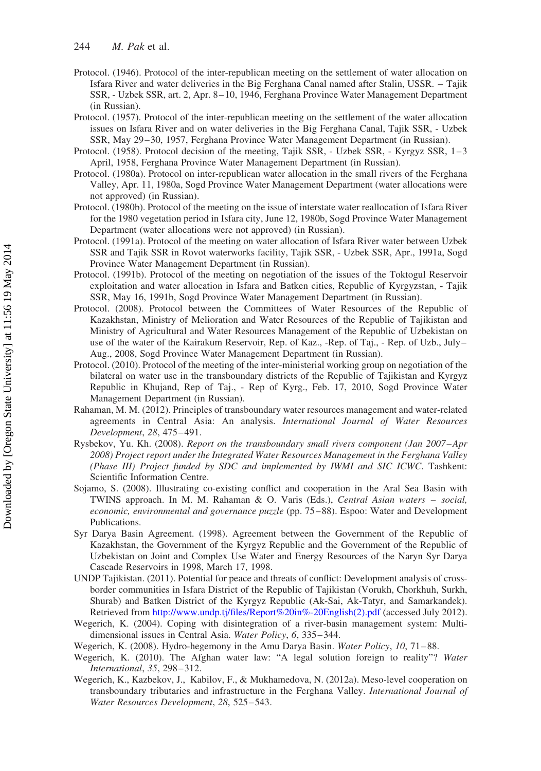Protocol. (1946). Protocol of the inter-republican meeting on the settlement of water allocation on Isfara River and water deliveries in the Big Ferghana Canal named after Stalin, USSR. – Tajik SSR, - Uzbek SSR, art. 2, Apr. 8–10, 1946, Ferghana Province Water Management Department (in Russian).

Protocol. (1957). Protocol of the inter-republican meeting on the settlement of the water allocation issues on Isfara River and on water deliveries in the Big Ferghana Canal, Tajik SSR, - Uzbek SSR, May 29–30, 1957, Ferghana Province Water Management Department (in Russian).

Protocol. (1958). Protocol decision of the meeting, Tajik SSR, - Uzbek SSR, - Kyrgyz SSR, 1–3 April, 1958, Ferghana Province Water Management Department (in Russian).

Protocol. (1980a). Protocol on inter-republican water allocation in the small rivers of the Ferghana Valley, Apr. 11, 1980a, Sogd Province Water Management Department (water allocations were not approved) (in Russian).

Protocol. (1980b). Protocol of the meeting on the issue of interstate water reallocation of Isfara River for the 1980 vegetation period in Isfara city, June 12, 1980b, Sogd Province Water Management Department (water allocations were not approved) (in Russian).

Protocol. (1991a). Protocol of the meeting on water allocation of Isfara River water between Uzbek SSR and Tajik SSR in Rovot waterworks facility, Tajik SSR, - Uzbek SSR, Apr., 1991a, Sogd Province Water Management Department (in Russian).

Protocol. (1991b). Protocol of the meeting on negotiation of the issues of the Toktogul Reservoir exploitation and water allocation in Isfara and Batken cities, Republic of Kyrgyzstan, - Tajik SSR, May 16, 1991b, Sogd Province Water Management Department (in Russian).

Protocol. (2008). Protocol between the Committees of Water Resources of the Republic of Kazakhstan, Ministry of Melioration and Water Resources of the Republic of Tajikistan and Ministry of Agricultural and Water Resources Management of the Republic of Uzbekistan on use of the water of the Kairakum Reservoir, Rep. of Kaz., -Rep. of Taj., - Rep. of Uzb., July–Aug., 2008, Sogd Province Water Management Department (in Russian).

Protocol. (2010). Protocol of the meeting of the inter-ministerial working group on negotiation of the bilateral on water use in the transboundary districts of the Republic of Tajikistan and Kyrgyz Republic in Khujand, Rep of Taj., - Rep of Kyrg., Feb. 17, 2010, Sogd Province Water Management Department (in Russian).

Rahaman, M. M. (2012). Principles of transboundary water resources management and water-related agreements in Central Asia: An analysis. *International Journal of Water Resources Development*, *28*, 475–491.

Rysbekov, Yu. Kh. (2008). *Report on the transboundary small rivers component (Jan 2007–Apr 2008) Project report under the Integrated Water Resources Management in the Ferghana Valley (Phase III) Project funded by SDC and implemented by IWMI and SIC ICWC*. Tashkent: Scientific Information Centre.

Sojamo, S. (2008). Illustrating co-existing conflict and cooperation in the Aral Sea Basin with TWINS approach. In M. M. Rahaman & O. Varis (Eds.), *Central Asian waters – social, economic, environmental and governance puzzle* (pp. 75–88). Espoo: Water and Development Publications.

Syr Darya Basin Agreement. (1998). Agreement between the Government of the Republic of Kazakhstan, the Government of the Kyrgyz Republic and the Government of the Republic of Uzbekistan on Joint and Complex Use Water and Energy Resources of the Naryn Syr Darya Cascade Reservoirs in 1998, March 17, 1998.

UNDP Tajikistan. (2011). Potential for peace and threats of conflict: Development analysis of cross-border communities in Isfara District of the Republic of Tajikistan (Vorukh, Chorkhuh, Surkh, Shurab) and Batken District of the Kyrgyz Republic (Ak-Sai, Ak-Tatyr, and Samarkandek). Retrieved from http://www.undp.tj/files/Report%20in%-20English(2).pdf (accessed July 2012).

Wegerich, K. (2004). Coping with disintegration of a river-basin management system: Multi-dimensional issues in Central Asia. *Water Policy*, *6*, 335–344.

Wegerich, K. (2008). Hydro-hegemony in the Amu Darya Basin. *Water Policy*, *10*, 71–88.

Wegerich, K. (2010). The Afghan water law: "A legal solution foreign to reality"? *Water International*, *35*, 298–312.

Wegerich, K., Kazbekov, J., Kabilov, F., & Mukhamedova, N. (2012a). Meso-level cooperation on transboundary tributaries and infrastructure in the Ferghana Valley. *International Journal of Water Resources Development*, *28*, 525–543.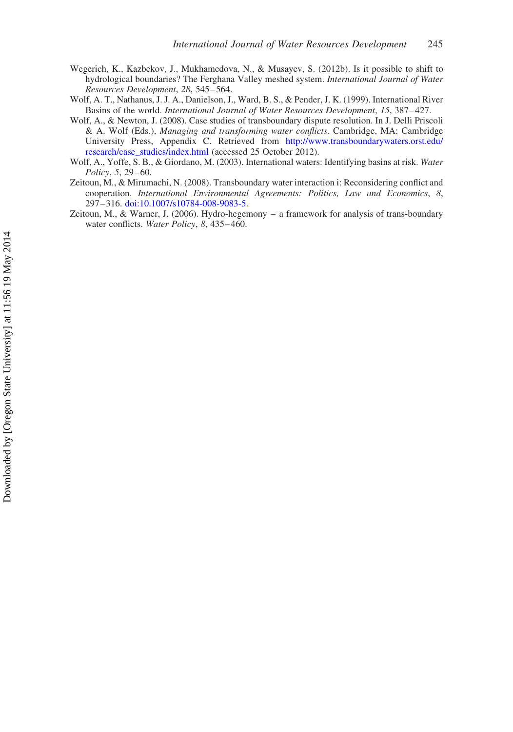Wegerich, K., Kazbekov, J., Mukhamedova, N., & Musayev, S. (2012b). Is it possible to shift to hydrological boundaries? The Ferghana Valley meshed system. *International Journal of Water Resources Development*, *28*, 545–564.

Wolf, A. T., Nathanus, J. J. A., Danielson, J., Ward, B. S., & Pender, J. K. (1999). International River Basins of the world. *International Journal of Water Resources Development*, *15*, 387–427.

Wolf, A., & Newton, J. (2008). Case studies of transboundary dispute resolution. In J. Delli Priscoli & A. Wolf (Eds.), *Managing and transforming water conflicts*. Cambridge, MA: Cambridge University Press, Appendix C. Retrieved from http://www.transboundarywaters.orst.edu/research/case_studies/index.html (accessed 25 October 2012).

Wolf, A., Yoffe, S. B., & Giordano, M. (2003). International waters: Identifying basins at risk. *Water Policy*, *5*, 29–60.

Zeitoun, M., & Mirumachi, N. (2008). Transboundary water interaction i: Reconsidering conflict and cooperation. *International Environmental Agreements: Politics, Law and Economics*, *8*, 297–316. doi:10.1007/s10784-008-9083-5.

Zeitoun, M., & Warner, J. (2006). Hydro-hegemony – a framework for analysis of trans-boundary water conflicts. *Water Policy*, *8*, 435–460.